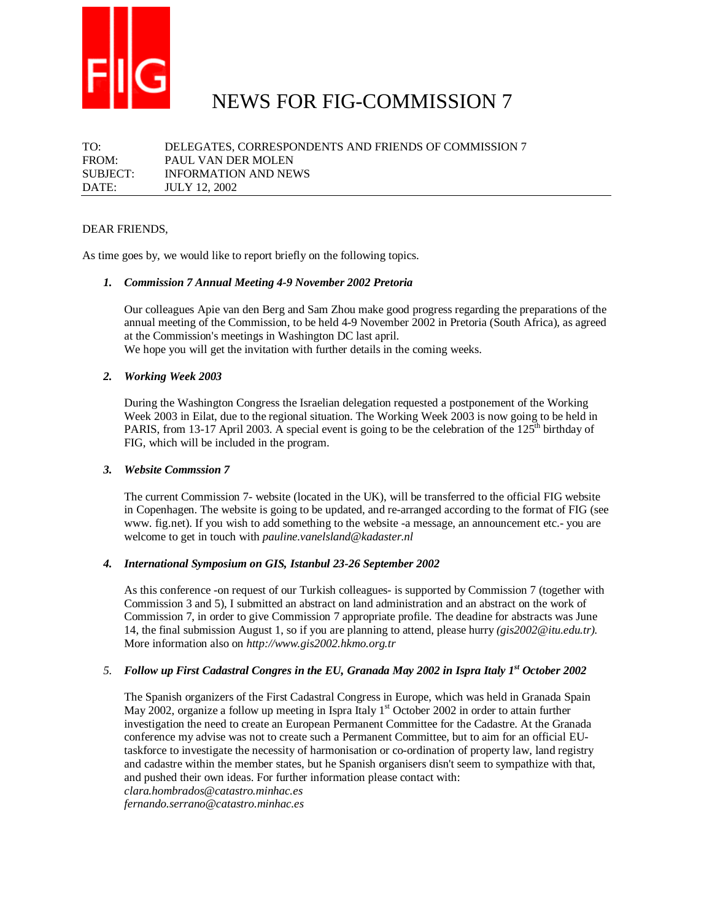FIG

# NEWS FOR FIG-COMMISSION 7

TO: DELEGATES, CORRESPONDENTS AND FRIENDS OF COMMISSION 7
FROM: PAUL VAN DER MOLEN
SUBJECT: INFORMATION AND NEWS
DATE: JULY 12, 2002

---

DEAR FRIENDS,

As time goes by, we would like to report briefly on the following topics.

1. ***Commission 7 Annual Meeting 4-9 November 2002 Pretoria***

   Our colleagues Apie van den Berg and Sam Zhou make good progress regarding the preparations of the annual meeting of the Commission, to be held 4-9 November 2002 in Pretoria (South Africa), as agreed at the Commission's meetings in Washington DC last april.
   We hope you will get the invitation with further details in the coming weeks.

2. ***Working Week 2003***

   During the Washington Congress the Israelian delegation requested a postponement of the Working Week 2003 in Eilat, due to the regional situation. The Working Week 2003 is now going to be held in PARIS, from 13-17 April 2003. A special event is going to be the celebration of the 125th birthday of FIG, which will be included in the program.

3. ***Website Commssion 7***

   The current Commission 7- website (located in the UK), will be transferred to the official FIG website in Copenhagen. The website is going to be updated, and re-arranged according to the format of FIG (see www. fig.net). If you wish to add something to the website -a message, an announcement etc.- you are welcome to get in touch with *pauline.vanelsland@kadaster.nl*

4. ***International Symposium on GIS, Istanbul 23-26 September 2002***

   As this conference -on request of our Turkish colleagues- is supported by Commission 7 (together with Commission 3 and 5), I submitted an abstract on land administration and an abstract on the work of Commission 7, in order to give Commission 7 appropriate profile. The deadine for abstracts was June 14, the final submission August 1, so if you are planning to attend, please hurry *(gis2002@itu.edu.tr).* More information also on *http://www.gis2002.hkmo.org.tr*

5. ***Follow up First Cadastral Congres in the EU, Granada May 2002 in Ispra Italy 1st October 2002***

   The Spanish organizers of the First Cadastral Congress in Europe, which was held in Granada Spain May 2002, organize a follow up meeting in Ispra Italy 1st October 2002 in order to attain further investigation the need to create an European Permanent Committee for the Cadastre. At the Granada conference my advise was not to create such a Permanent Committee, but to aim for an official EU-taskforce to investigate the necessity of harmonisation or co-ordination of property law, land registry and cadastre within the member states, but he Spanish organisers disn't seem to sympathize with that, and pushed their own ideas. For further information please contact with:
   *clara.hombrados@catastro.minhac.es*
   *fernando.serrano@catastro.minhac.es*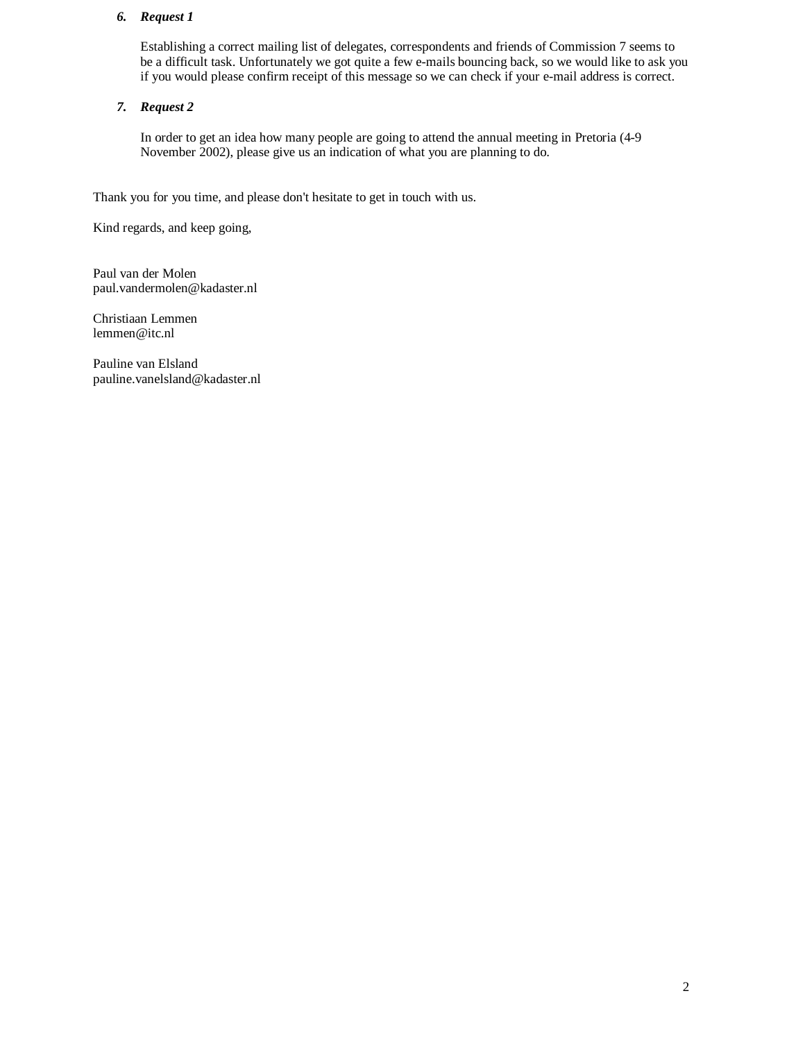6. ***Request 1***

   Establishing a correct mailing list of delegates, correspondents and friends of Commission 7 seems to be a difficult task. Unfortunately we got quite a few e-mails bouncing back, so we would like to ask you if you would please confirm receipt of this message so we can check if your e-mail address is correct.

7. ***Request 2***

   In order to get an idea how many people are going to attend the annual meeting in Pretoria (4-9 November 2002), please give us an indication of what you are planning to do.

Thank you for you time, and please don't hesitate to get in touch with us.

Kind regards, and keep going,

Paul van der Molen
paul.vandermolen@kadaster.nl

Christiaan Lemmen
lemmen@itc.nl

Pauline van Elsland
pauline.vanelsland@kadaster.nl